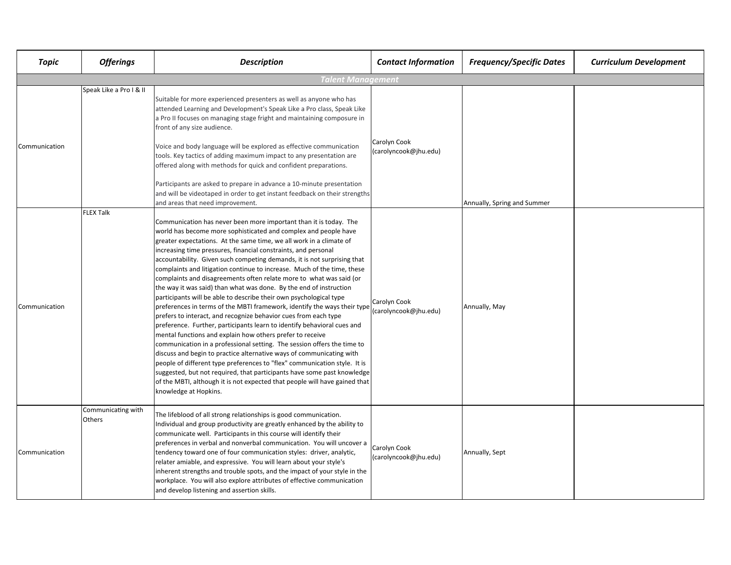| *Topic* | *Offerings* | *Description* | *Contact Information* | *Frequency/Specific Dates* | *Curriculum Development* |
|---|---|---|---|---|---|
| *Talent Management* | | | | | |
| Communication | Speak Like a Pro I & II | Suitable for more experienced presenters as well as anyone who has attended Learning and Development's Speak Like a Pro class, Speak Like a Pro II focuses on managing stage fright and maintaining composure in front of any size audience.<br><br>Voice and body language will be explored as effective communication tools. Key tactics of adding maximum impact to any presentation are offered along with methods for quick and confident preparations.<br><br>Participants are asked to prepare in advance a 10-minute presentation and will be videotaped in order to get instant feedback on their strengths and areas that need improvement. | Carolyn Cook (carolyncook@jhu.edu) | Annually, Spring and Summer | |
| Communication | FLEX Talk | Communication has never been more important than it is today. The world has become more sophisticated and complex and people have greater expectations. At the same time, we all work in a climate of increasing time pressures, financial constraints, and personal accountability. Given such competing demands, it is not surprising that complaints and litigation continue to increase. Much of the time, these complaints and disagreements often relate more to what was said (or the way it was said) than what was done. By the end of instruction participants will be able to describe their own psychological type preferences in terms of the MBTI framework, identify the ways their type prefers to interact, and recognize behavior cues from each type preference. Further, participants learn to identify behavioral cues and mental functions and explain how others prefer to receive communication in a professional setting. The session offers the time to discuss and begin to practice alternative ways of communicating with people of different type preferences to "flex" communication style. It is suggested, but not required, that participants have some past knowledge of the MBTI, although it is not expected that people will have gained that knowledge at Hopkins. | Carolyn Cook (carolyncook@jhu.edu) | Annually, May | |
| Communication | Communicating with Others | The lifeblood of all strong relationships is good communication. Individual and group productivity are greatly enhanced by the ability to communicate well. Participants in this course will identify their preferences in verbal and nonverbal communication. You will uncover a tendency toward one of four communication styles: driver, analytic, relater amiable, and expressive. You will learn about your style's inherent strengths and trouble spots, and the impact of your style in the workplace. You will also explore attributes of effective communication and develop listening and assertion skills. | Carolyn Cook (carolyncook@jhu.edu) | Annually, Sept | |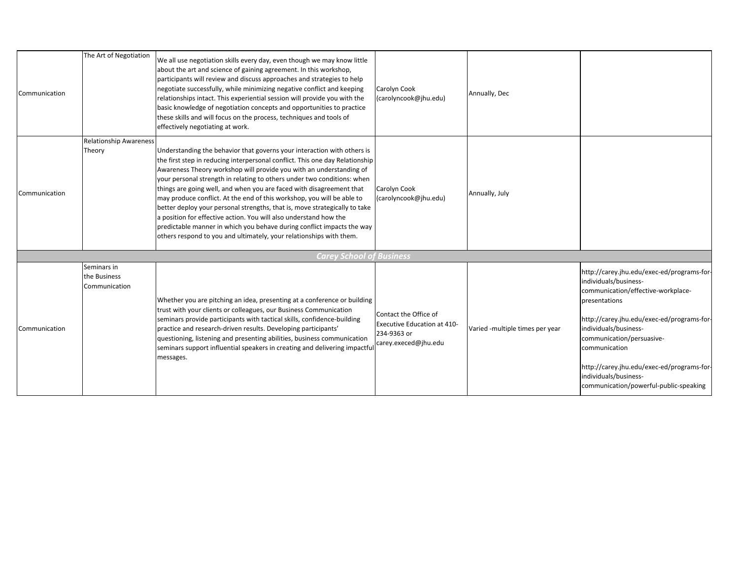| | | | | | |
|---|---|---|---|---|---|
| Communication | The Art of Negotiation | We all use negotiation skills every day, even though we may know little about the art and science of gaining agreement. In this workshop, participants will review and discuss approaches and strategies to help negotiate successfully, while minimizing negative conflict and keeping relationships intact. This experiential session will provide you with the basic knowledge of negotiation concepts and opportunities to practice these skills and will focus on the process, techniques and tools of effectively negotiating at work. | Carolyn Cook (carolyncook@jhu.edu) | Annually, Dec | |
| Communication | Relationship Awareness Theory | Understanding the behavior that governs your interaction with others is the first step in reducing interpersonal conflict. This one day Relationship Awareness Theory workshop will provide you with an understanding of your personal strength in relating to others under two conditions: when things are going well, and when you are faced with disagreement that may produce conflict. At the end of this workshop, you will be able to better deploy your personal strengths, that is, move strategically to take a position for effective action. You will also understand how the predictable manner in which you behave during conflict impacts the way others respond to you and ultimately, your relationships with them. | Carolyn Cook (carolyncook@jhu.edu) | Annually, July | |
| ***Carey School of Business*** | | | | | |
| Communication | Seminars in the Business Communication | Whether you are pitching an idea, presenting at a conference or building trust with your clients or colleagues, our Business Communication seminars provide participants with tactical skills, confidence-building practice and research-driven results. Developing participants' questioning, listening and presenting abilities, business communication seminars support influential speakers in creating and delivering impactful messages. | Contact the Office of Executive Education at 410-234-9363 or carey.execed@jhu.edu | Varied -multiple times per year | http://carey.jhu.edu/exec-ed/programs-for-individuals/business-communication/effective-workplace-presentations<br><br>http://carey.jhu.edu/exec-ed/programs-for-individuals/business-communication/persuasive-communication<br><br>http://carey.jhu.edu/exec-ed/programs-for-individuals/business-communication/powerful-public-speaking |